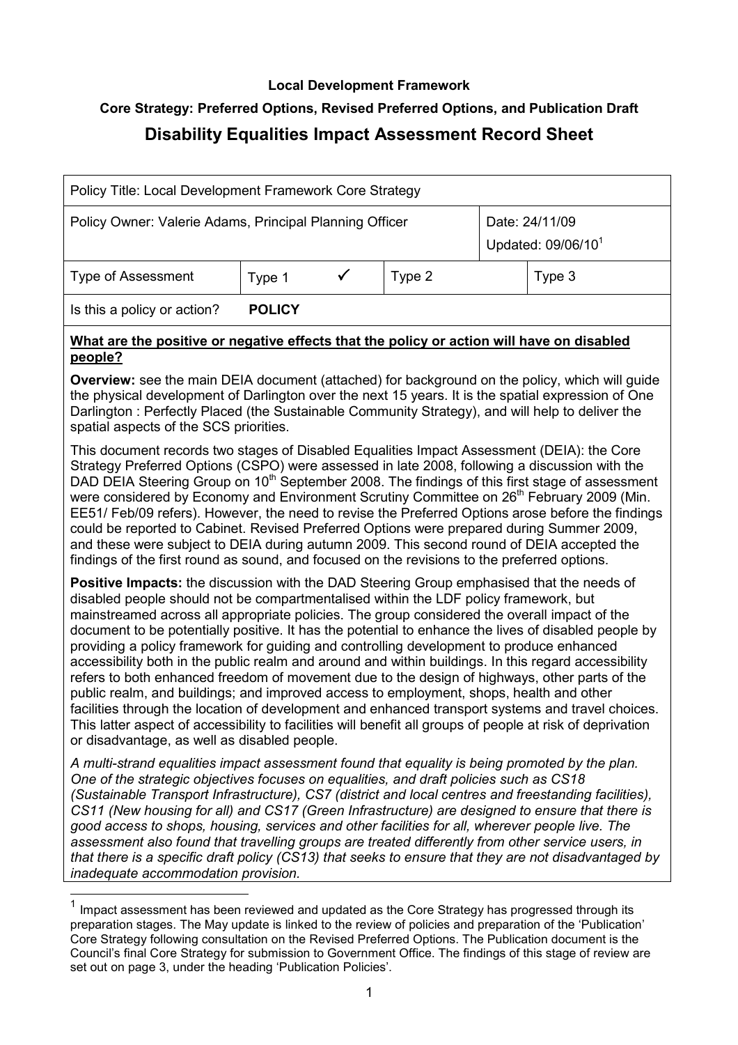**Local Development Framework**

**Core Strategy: Preferred Options, Revised Preferred Options, and Publication Draft**

## Disability Equalities Impact Assessment Record Sheet

| Policy Title: Local Development Framework Core Strategy | | | | | |
|---|---|---|---|---|---|
| Policy Owner: Valerie Adams, Principal Planning Officer | | | | Date: 24/11/09 Updated: 09/06/10[1] | |
| Type of Assessment | Type 1 | ✓ | Type 2 | | Type 3 |
| Is this a policy or action? **POLICY** | | | | | |

**What are the positive or negative effects that the policy or action will have on disabled people?**

**Overview:** see the main DEIA document (attached) for background on the policy, which will guide the physical development of Darlington over the next 15 years. It is the spatial expression of One Darlington : Perfectly Placed (the Sustainable Community Strategy), and will help to deliver the spatial aspects of the SCS priorities.

This document records two stages of Disabled Equalities Impact Assessment (DEIA): the Core Strategy Preferred Options (CSPO) were assessed in late 2008, following a discussion with the DAD DEIA Steering Group on 10th September 2008. The findings of this first stage of assessment were considered by Economy and Environment Scrutiny Committee on 26th February 2009 (Min. EE51/ Feb/09 refers). However, the need to revise the Preferred Options arose before the findings could be reported to Cabinet. Revised Preferred Options were prepared during Summer 2009, and these were subject to DEIA during autumn 2009. This second round of DEIA accepted the findings of the first round as sound, and focused on the revisions to the preferred options.

**Positive Impacts:** the discussion with the DAD Steering Group emphasised that the needs of disabled people should not be compartmentalised within the LDF policy framework, but mainstreamed across all appropriate policies. The group considered the overall impact of the document to be potentially positive. It has the potential to enhance the lives of disabled people by providing a policy framework for guiding and controlling development to produce enhanced accessibility both in the public realm and around and within buildings. In this regard accessibility refers to both enhanced freedom of movement due to the design of highways, other parts of the public realm, and buildings; and improved access to employment, shops, health and other facilities through the location of development and enhanced transport systems and travel choices. This latter aspect of accessibility to facilities will benefit all groups of people at risk of deprivation or disadvantage, as well as disabled people.

*A multi-strand equalities impact assessment found that equality is being promoted by the plan. One of the strategic objectives focuses on equalities, and draft policies such as CS18 (Sustainable Transport Infrastructure), CS7 (district and local centres and freestanding facilities), CS11 (New housing for all) and CS17 (Green Infrastructure) are designed to ensure that there is good access to shops, housing, services and other facilities for all, wherever people live. The assessment also found that travelling groups are treated differently from other service users, in that there is a specific draft policy (CS13) that seeks to ensure that they are not disadvantaged by inadequate accommodation provision.*

[1] Impact assessment has been reviewed and updated as the Core Strategy has progressed through its preparation stages. The May update is linked to the review of policies and preparation of the 'Publication' Core Strategy following consultation on the Revised Preferred Options. The Publication document is the Council's final Core Strategy for submission to Government Office. The findings of this stage of review are set out on page 3, under the heading 'Publication Policies'.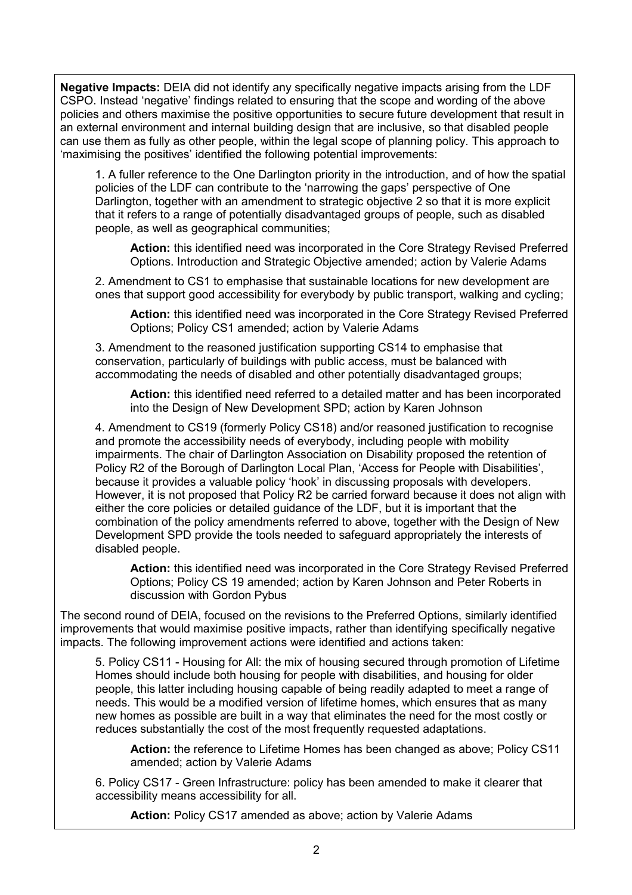**Negative Impacts:** DEIA did not identify any specifically negative impacts arising from the LDF CSPO. Instead 'negative' findings related to ensuring that the scope and wording of the above policies and others maximise the positive opportunities to secure future development that result in an external environment and internal building design that are inclusive, so that disabled people can use them as fully as other people, within the legal scope of planning policy. This approach to 'maximising the positives' identified the following potential improvements:

1. A fuller reference to the One Darlington priority in the introduction, and of how the spatial policies of the LDF can contribute to the 'narrowing the gaps' perspective of One Darlington, together with an amendment to strategic objective 2 so that it is more explicit that it refers to a range of potentially disadvantaged groups of people, such as disabled people, as well as geographical communities;

   **Action:** this identified need was incorporated in the Core Strategy Revised Preferred Options. Introduction and Strategic Objective amended; action by Valerie Adams

2. Amendment to CS1 to emphasise that sustainable locations for new development are ones that support good accessibility for everybody by public transport, walking and cycling;

   **Action:** this identified need was incorporated in the Core Strategy Revised Preferred Options; Policy CS1 amended; action by Valerie Adams

3. Amendment to the reasoned justification supporting CS14 to emphasise that conservation, particularly of buildings with public access, must be balanced with accommodating the needs of disabled and other potentially disadvantaged groups;

   **Action:** this identified need referred to a detailed matter and has been incorporated into the Design of New Development SPD; action by Karen Johnson

4. Amendment to CS19 (formerly Policy CS18) and/or reasoned justification to recognise and promote the accessibility needs of everybody, including people with mobility impairments. The chair of Darlington Association on Disability proposed the retention of Policy R2 of the Borough of Darlington Local Plan, 'Access for People with Disabilities', because it provides a valuable policy 'hook' in discussing proposals with developers. However, it is not proposed that Policy R2 be carried forward because it does not align with either the core policies or detailed guidance of the LDF, but it is important that the combination of the policy amendments referred to above, together with the Design of New Development SPD provide the tools needed to safeguard appropriately the interests of disabled people.

   **Action:** this identified need was incorporated in the Core Strategy Revised Preferred Options; Policy CS 19 amended; action by Karen Johnson and Peter Roberts in discussion with Gordon Pybus

The second round of DEIA, focused on the revisions to the Preferred Options, similarly identified improvements that would maximise positive impacts, rather than identifying specifically negative impacts. The following improvement actions were identified and actions taken:

5. Policy CS11 - Housing for All: the mix of housing secured through promotion of Lifetime Homes should include both housing for people with disabilities, and housing for older people, this latter including housing capable of being readily adapted to meet a range of needs. This would be a modified version of lifetime homes, which ensures that as many new homes as possible are built in a way that eliminates the need for the most costly or reduces substantially the cost of the most frequently requested adaptations.

   **Action:** the reference to Lifetime Homes has been changed as above; Policy CS11 amended; action by Valerie Adams

6. Policy CS17 - Green Infrastructure: policy has been amended to make it clearer that accessibility means accessibility for all.

   **Action:** Policy CS17 amended as above; action by Valerie Adams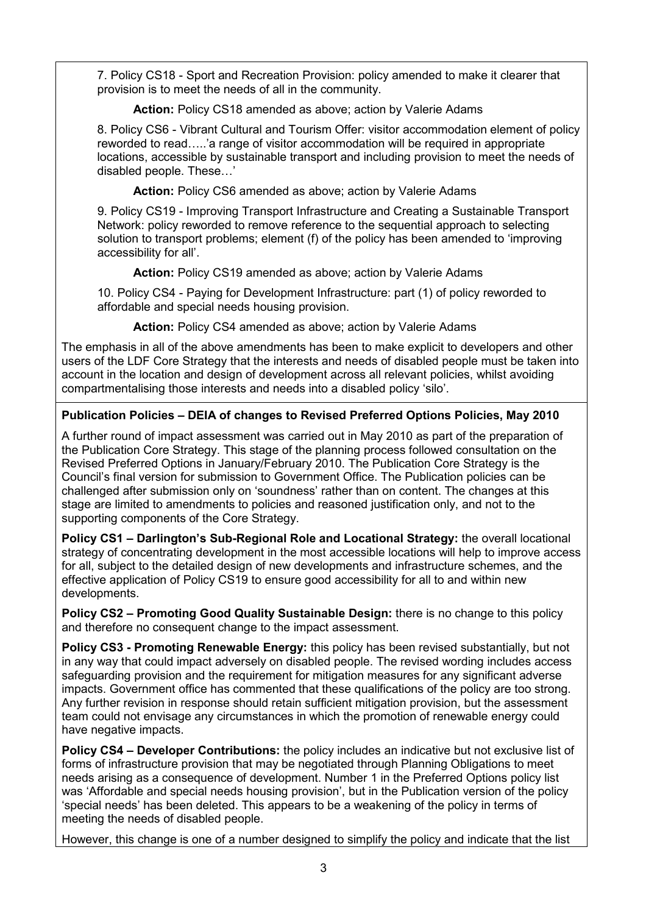7. Policy CS18 - Sport and Recreation Provision: policy amended to make it clearer that provision is to meet the needs of all in the community.

**Action:** Policy CS18 amended as above; action by Valerie Adams

8. Policy CS6 - Vibrant Cultural and Tourism Offer: visitor accommodation element of policy reworded to read…..'a range of visitor accommodation will be required in appropriate locations, accessible by sustainable transport and including provision to meet the needs of disabled people. These…'

**Action:** Policy CS6 amended as above; action by Valerie Adams

9. Policy CS19 - Improving Transport Infrastructure and Creating a Sustainable Transport Network: policy reworded to remove reference to the sequential approach to selecting solution to transport problems; element (f) of the policy has been amended to 'improving accessibility for all'.

**Action:** Policy CS19 amended as above; action by Valerie Adams

10. Policy CS4 - Paying for Development Infrastructure: part (1) of policy reworded to affordable and special needs housing provision.

**Action:** Policy CS4 amended as above; action by Valerie Adams

The emphasis in all of the above amendments has been to make explicit to developers and other users of the LDF Core Strategy that the interests and needs of disabled people must be taken into account in the location and design of development across all relevant policies, whilst avoiding compartmentalising those interests and needs into a disabled policy 'silo'.

**Publication Policies – DEIA of changes to Revised Preferred Options Policies, May 2010**

A further round of impact assessment was carried out in May 2010 as part of the preparation of the Publication Core Strategy. This stage of the planning process followed consultation on the Revised Preferred Options in January/February 2010. The Publication Core Strategy is the Council's final version for submission to Government Office. The Publication policies can be challenged after submission only on 'soundness' rather than on content. The changes at this stage are limited to amendments to policies and reasoned justification only, and not to the supporting components of the Core Strategy.

**Policy CS1 – Darlington's Sub-Regional Role and Locational Strategy:** the overall locational strategy of concentrating development in the most accessible locations will help to improve access for all, subject to the detailed design of new developments and infrastructure schemes, and the effective application of Policy CS19 to ensure good accessibility for all to and within new developments.

**Policy CS2 – Promoting Good Quality Sustainable Design:** there is no change to this policy and therefore no consequent change to the impact assessment.

**Policy CS3 - Promoting Renewable Energy:** this policy has been revised substantially, but not in any way that could impact adversely on disabled people. The revised wording includes access safeguarding provision and the requirement for mitigation measures for any significant adverse impacts. Government office has commented that these qualifications of the policy are too strong. Any further revision in response should retain sufficient mitigation provision, but the assessment team could not envisage any circumstances in which the promotion of renewable energy could have negative impacts.

**Policy CS4 – Developer Contributions:** the policy includes an indicative but not exclusive list of forms of infrastructure provision that may be negotiated through Planning Obligations to meet needs arising as a consequence of development. Number 1 in the Preferred Options policy list was 'Affordable and special needs housing provision', but in the Publication version of the policy 'special needs' has been deleted. This appears to be a weakening of the policy in terms of meeting the needs of disabled people.

However, this change is one of a number designed to simplify the policy and indicate that the list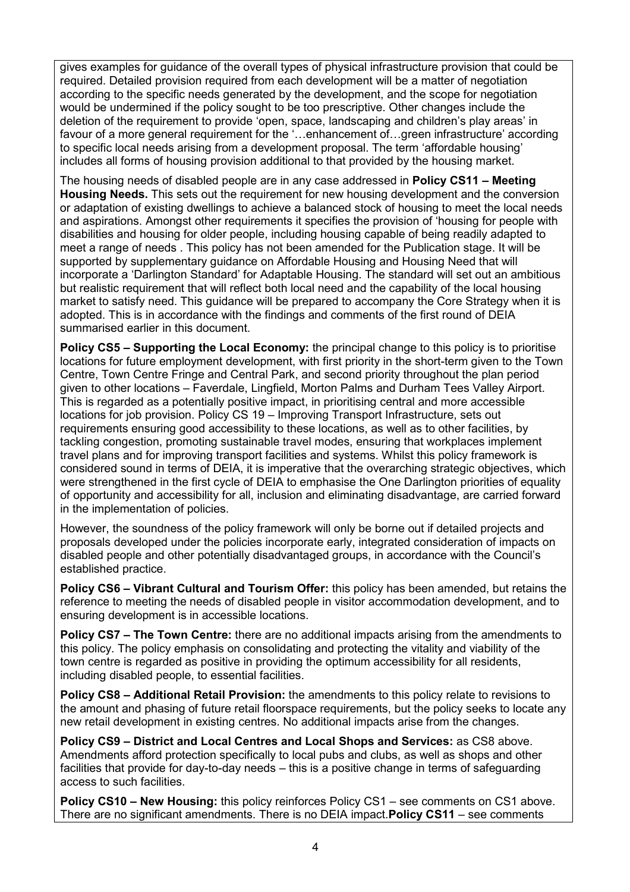gives examples for guidance of the overall types of physical infrastructure provision that could be required. Detailed provision required from each development will be a matter of negotiation according to the specific needs generated by the development, and the scope for negotiation would be undermined if the policy sought to be too prescriptive. Other changes include the deletion of the requirement to provide 'open, space, landscaping and children's play areas' in favour of a more general requirement for the '…enhancement of…green infrastructure' according to specific local needs arising from a development proposal. The term 'affordable housing' includes all forms of housing provision additional to that provided by the housing market.

The housing needs of disabled people are in any case addressed in **Policy CS11 – Meeting Housing Needs.** This sets out the requirement for new housing development and the conversion or adaptation of existing dwellings to achieve a balanced stock of housing to meet the local needs and aspirations. Amongst other requirements it specifies the provision of 'housing for people with disabilities and housing for older people, including housing capable of being readily adapted to meet a range of needs . This policy has not been amended for the Publication stage. It will be supported by supplementary guidance on Affordable Housing and Housing Need that will incorporate a 'Darlington Standard' for Adaptable Housing. The standard will set out an ambitious but realistic requirement that will reflect both local need and the capability of the local housing market to satisfy need. This guidance will be prepared to accompany the Core Strategy when it is adopted. This is in accordance with the findings and comments of the first round of DEIA summarised earlier in this document.

**Policy CS5 – Supporting the Local Economy:** the principal change to this policy is to prioritise locations for future employment development, with first priority in the short-term given to the Town Centre, Town Centre Fringe and Central Park, and second priority throughout the plan period given to other locations – Faverdale, Lingfield, Morton Palms and Durham Tees Valley Airport. This is regarded as a potentially positive impact, in prioritising central and more accessible locations for job provision. Policy CS 19 – Improving Transport Infrastructure, sets out requirements ensuring good accessibility to these locations, as well as to other facilities, by tackling congestion, promoting sustainable travel modes, ensuring that workplaces implement travel plans and for improving transport facilities and systems. Whilst this policy framework is considered sound in terms of DEIA, it is imperative that the overarching strategic objectives, which were strengthened in the first cycle of DEIA to emphasise the One Darlington priorities of equality of opportunity and accessibility for all, inclusion and eliminating disadvantage, are carried forward in the implementation of policies.

However, the soundness of the policy framework will only be borne out if detailed projects and proposals developed under the policies incorporate early, integrated consideration of impacts on disabled people and other potentially disadvantaged groups, in accordance with the Council's established practice.

**Policy CS6 – Vibrant Cultural and Tourism Offer:** this policy has been amended, but retains the reference to meeting the needs of disabled people in visitor accommodation development, and to ensuring development is in accessible locations.

**Policy CS7 – The Town Centre:** there are no additional impacts arising from the amendments to this policy. The policy emphasis on consolidating and protecting the vitality and viability of the town centre is regarded as positive in providing the optimum accessibility for all residents, including disabled people, to essential facilities.

**Policy CS8 – Additional Retail Provision:** the amendments to this policy relate to revisions to the amount and phasing of future retail floorspace requirements, but the policy seeks to locate any new retail development in existing centres. No additional impacts arise from the changes.

**Policy CS9 – District and Local Centres and Local Shops and Services:** as CS8 above. Amendments afford protection specifically to local pubs and clubs, as well as shops and other facilities that provide for day-to-day needs – this is a positive change in terms of safeguarding access to such facilities.

**Policy CS10 – New Housing:** this policy reinforces Policy CS1 – see comments on CS1 above. There are no significant amendments. There is no DEIA impact.**Policy CS11** – see comments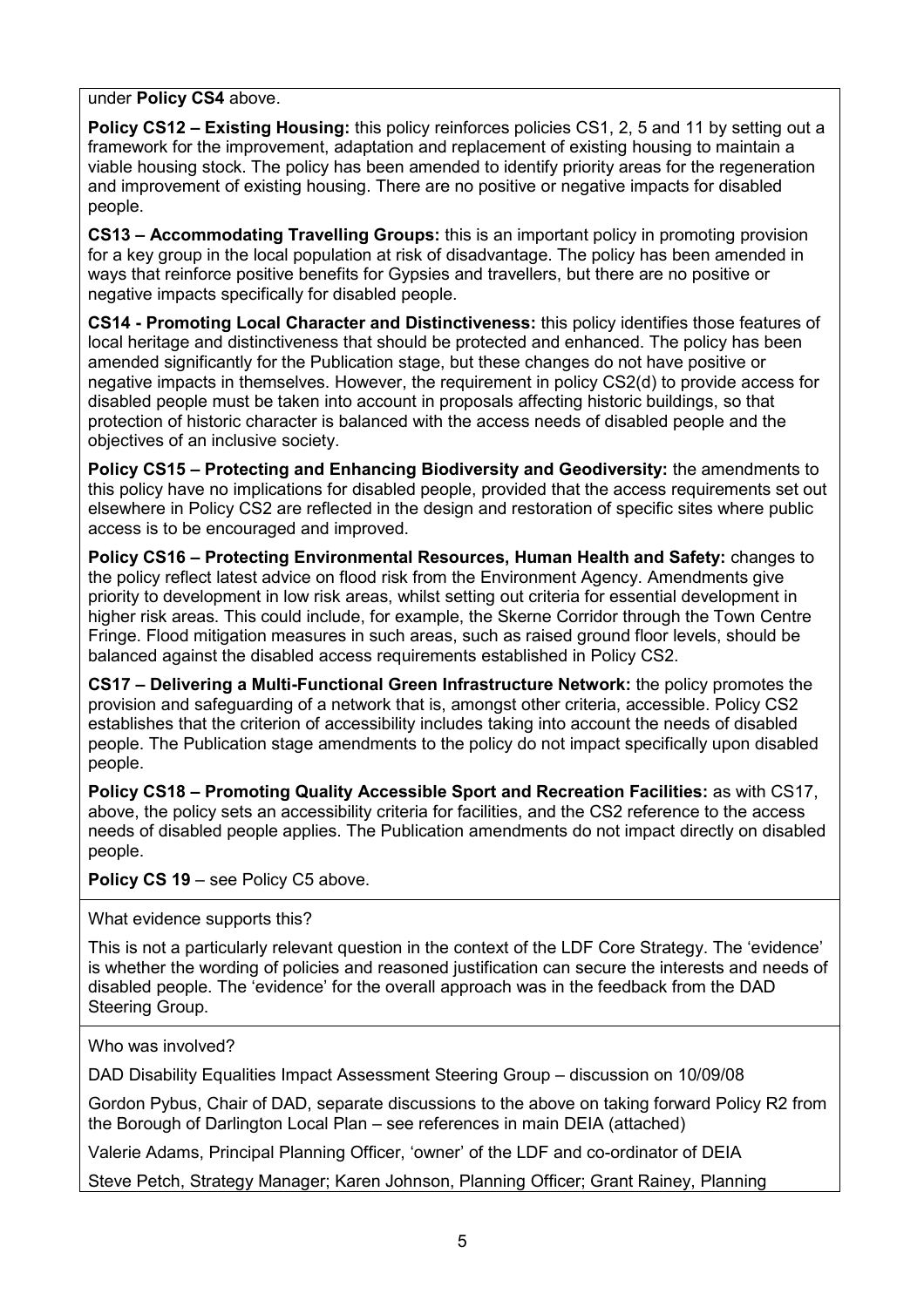under **Policy CS4** above.

**Policy CS12 – Existing Housing:** this policy reinforces policies CS1, 2, 5 and 11 by setting out a framework for the improvement, adaptation and replacement of existing housing to maintain a viable housing stock. The policy has been amended to identify priority areas for the regeneration and improvement of existing housing. There are no positive or negative impacts for disabled people.

**CS13 – Accommodating Travelling Groups:** this is an important policy in promoting provision for a key group in the local population at risk of disadvantage. The policy has been amended in ways that reinforce positive benefits for Gypsies and travellers, but there are no positive or negative impacts specifically for disabled people.

**CS14 - Promoting Local Character and Distinctiveness:** this policy identifies those features of local heritage and distinctiveness that should be protected and enhanced. The policy has been amended significantly for the Publication stage, but these changes do not have positive or negative impacts in themselves. However, the requirement in policy CS2(d) to provide access for disabled people must be taken into account in proposals affecting historic buildings, so that protection of historic character is balanced with the access needs of disabled people and the objectives of an inclusive society.

**Policy CS15 – Protecting and Enhancing Biodiversity and Geodiversity:** the amendments to this policy have no implications for disabled people, provided that the access requirements set out elsewhere in Policy CS2 are reflected in the design and restoration of specific sites where public access is to be encouraged and improved.

**Policy CS16 – Protecting Environmental Resources, Human Health and Safety:** changes to the policy reflect latest advice on flood risk from the Environment Agency. Amendments give priority to development in low risk areas, whilst setting out criteria for essential development in higher risk areas. This could include, for example, the Skerne Corridor through the Town Centre Fringe. Flood mitigation measures in such areas, such as raised ground floor levels, should be balanced against the disabled access requirements established in Policy CS2.

**CS17 – Delivering a Multi-Functional Green Infrastructure Network:** the policy promotes the provision and safeguarding of a network that is, amongst other criteria, accessible. Policy CS2 establishes that the criterion of accessibility includes taking into account the needs of disabled people. The Publication stage amendments to the policy do not impact specifically upon disabled people.

**Policy CS18 – Promoting Quality Accessible Sport and Recreation Facilities:** as with CS17, above, the policy sets an accessibility criteria for facilities, and the CS2 reference to the access needs of disabled people applies. The Publication amendments do not impact directly on disabled people.

**Policy CS 19** – see Policy C5 above.

What evidence supports this?

This is not a particularly relevant question in the context of the LDF Core Strategy. The 'evidence' is whether the wording of policies and reasoned justification can secure the interests and needs of disabled people. The 'evidence' for the overall approach was in the feedback from the DAD Steering Group.

Who was involved?

DAD Disability Equalities Impact Assessment Steering Group – discussion on 10/09/08

Gordon Pybus, Chair of DAD, separate discussions to the above on taking forward Policy R2 from the Borough of Darlington Local Plan – see references in main DEIA (attached)

Valerie Adams, Principal Planning Officer, 'owner' of the LDF and co-ordinator of DEIA

Steve Petch, Strategy Manager; Karen Johnson, Planning Officer; Grant Rainey, Planning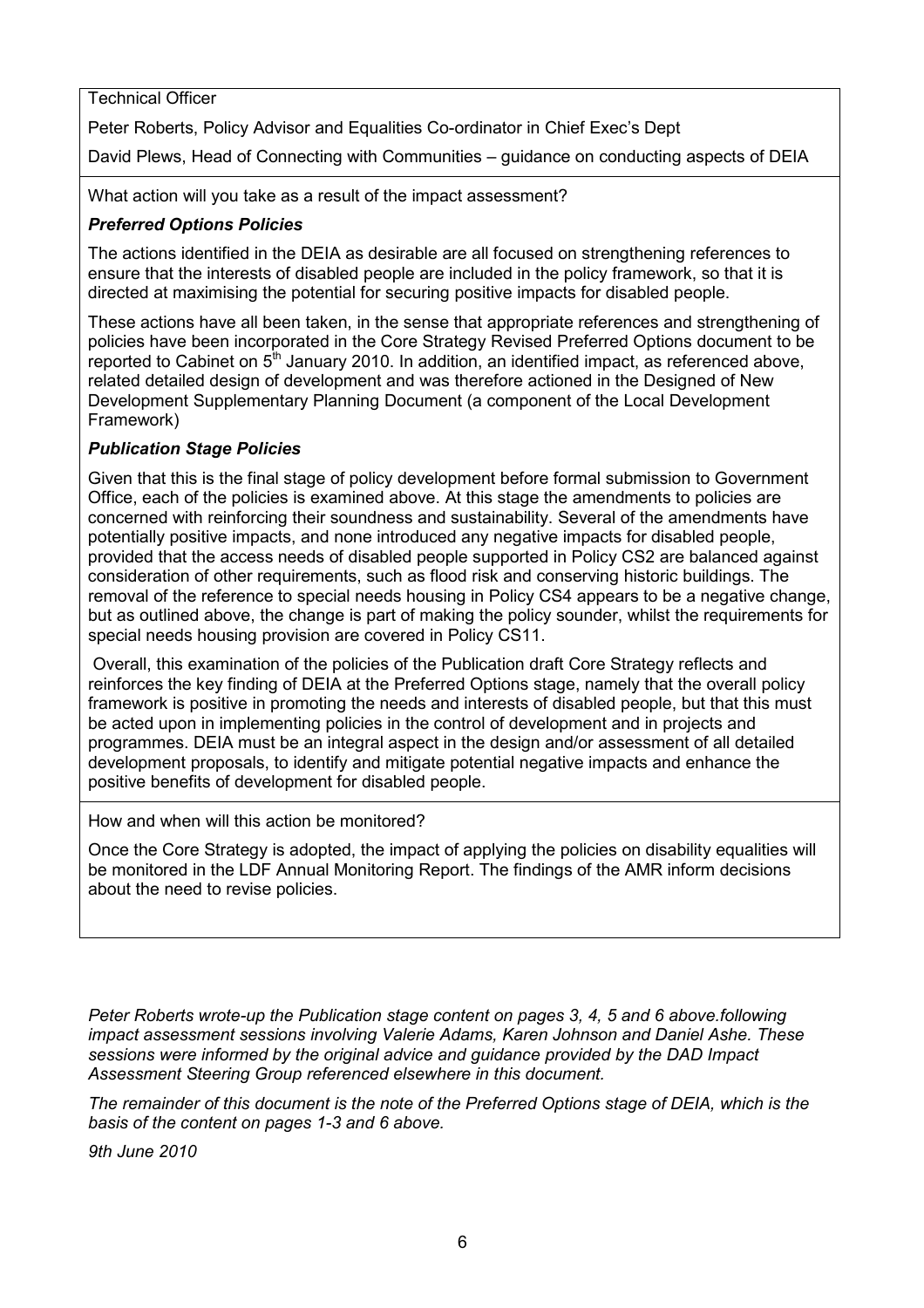Technical Officer

Peter Roberts, Policy Advisor and Equalities Co-ordinator in Chief Exec's Dept

David Plews, Head of Connecting with Communities – guidance on conducting aspects of DEIA

What action will you take as a result of the impact assessment?

***Preferred Options Policies***

The actions identified in the DEIA as desirable are all focused on strengthening references to ensure that the interests of disabled people are included in the policy framework, so that it is directed at maximising the potential for securing positive impacts for disabled people.

These actions have all been taken, in the sense that appropriate references and strengthening of policies have been incorporated in the Core Strategy Revised Preferred Options document to be reported to Cabinet on 5th January 2010. In addition, an identified impact, as referenced above, related detailed design of development and was therefore actioned in the Designed of New Development Supplementary Planning Document (a component of the Local Development Framework)

***Publication Stage Policies***

Given that this is the final stage of policy development before formal submission to Government Office, each of the policies is examined above. At this stage the amendments to policies are concerned with reinforcing their soundness and sustainability. Several of the amendments have potentially positive impacts, and none introduced any negative impacts for disabled people, provided that the access needs of disabled people supported in Policy CS2 are balanced against consideration of other requirements, such as flood risk and conserving historic buildings. The removal of the reference to special needs housing in Policy CS4 appears to be a negative change, but as outlined above, the change is part of making the policy sounder, whilst the requirements for special needs housing provision are covered in Policy CS11.

Overall, this examination of the policies of the Publication draft Core Strategy reflects and reinforces the key finding of DEIA at the Preferred Options stage, namely that the overall policy framework is positive in promoting the needs and interests of disabled people, but that this must be acted upon in implementing policies in the control of development and in projects and programmes. DEIA must be an integral aspect in the design and/or assessment of all detailed development proposals, to identify and mitigate potential negative impacts and enhance the positive benefits of development for disabled people.

How and when will this action be monitored?

Once the Core Strategy is adopted, the impact of applying the policies on disability equalities will be monitored in the LDF Annual Monitoring Report. The findings of the AMR inform decisions about the need to revise policies.

*Peter Roberts wrote-up the Publication stage content on pages 3, 4, 5 and 6 above.following impact assessment sessions involving Valerie Adams, Karen Johnson and Daniel Ashe. These sessions were informed by the original advice and guidance provided by the DAD Impact Assessment Steering Group referenced elsewhere in this document.*

*The remainder of this document is the note of the Preferred Options stage of DEIA, which is the basis of the content on pages 1-3 and 6 above.*

*9th June 2010*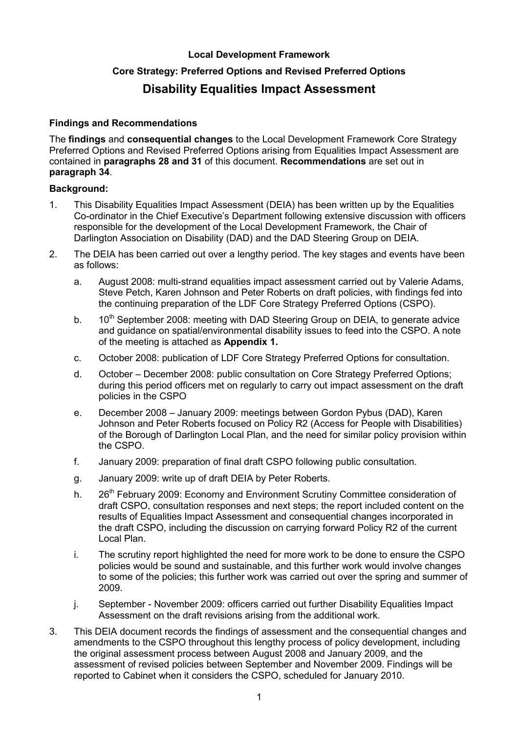**Local Development Framework**

**Core Strategy: Preferred Options and Revised Preferred Options**

# Disability Equalities Impact Assessment

### Findings and Recommendations

The **findings** and **consequential changes** to the Local Development Framework Core Strategy Preferred Options and Revised Preferred Options arising from Equalities Impact Assessment are contained in **paragraphs 28 and 31** of this document. **Recommendations** are set out in **paragraph 34**.

### Background:

1. This Disability Equalities Impact Assessment (DEIA) has been written up by the Equalities Co-ordinator in the Chief Executive's Department following extensive discussion with officers responsible for the development of the Local Development Framework, the Chair of Darlington Association on Disability (DAD) and the DAD Steering Group on DEIA.

2. The DEIA has been carried out over a lengthy period. The key stages and events have been as follows:

   a. August 2008: multi-strand equalities impact assessment carried out by Valerie Adams, Steve Petch, Karen Johnson and Peter Roberts on draft policies, with findings fed into the continuing preparation of the LDF Core Strategy Preferred Options (CSPO).

   b. 10th September 2008: meeting with DAD Steering Group on DEIA, to generate advice and guidance on spatial/environmental disability issues to feed into the CSPO. A note of the meeting is attached as **Appendix 1.**

   c. October 2008: publication of LDF Core Strategy Preferred Options for consultation.

   d. October – December 2008: public consultation on Core Strategy Preferred Options; during this period officers met on regularly to carry out impact assessment on the draft policies in the CSPO

   e. December 2008 – January 2009: meetings between Gordon Pybus (DAD), Karen Johnson and Peter Roberts focused on Policy R2 (Access for People with Disabilities) of the Borough of Darlington Local Plan, and the need for similar policy provision within the CSPO.

   f. January 2009: preparation of final draft CSPO following public consultation.

   g. January 2009: write up of draft DEIA by Peter Roberts.

   h. 26th February 2009: Economy and Environment Scrutiny Committee consideration of draft CSPO, consultation responses and next steps; the report included content on the results of Equalities Impact Assessment and consequential changes incorporated in the draft CSPO, including the discussion on carrying forward Policy R2 of the current Local Plan.

   i. The scrutiny report highlighted the need for more work to be done to ensure the CSPO policies would be sound and sustainable, and this further work would involve changes to some of the policies; this further work was carried out over the spring and summer of 2009.

   j. September - November 2009: officers carried out further Disability Equalities Impact Assessment on the draft revisions arising from the additional work.

3. This DEIA document records the findings of assessment and the consequential changes and amendments to the CSPO throughout this lengthy process of policy development, including the original assessment process between August 2008 and January 2009, and the assessment of revised policies between September and November 2009. Findings will be reported to Cabinet when it considers the CSPO, scheduled for January 2010.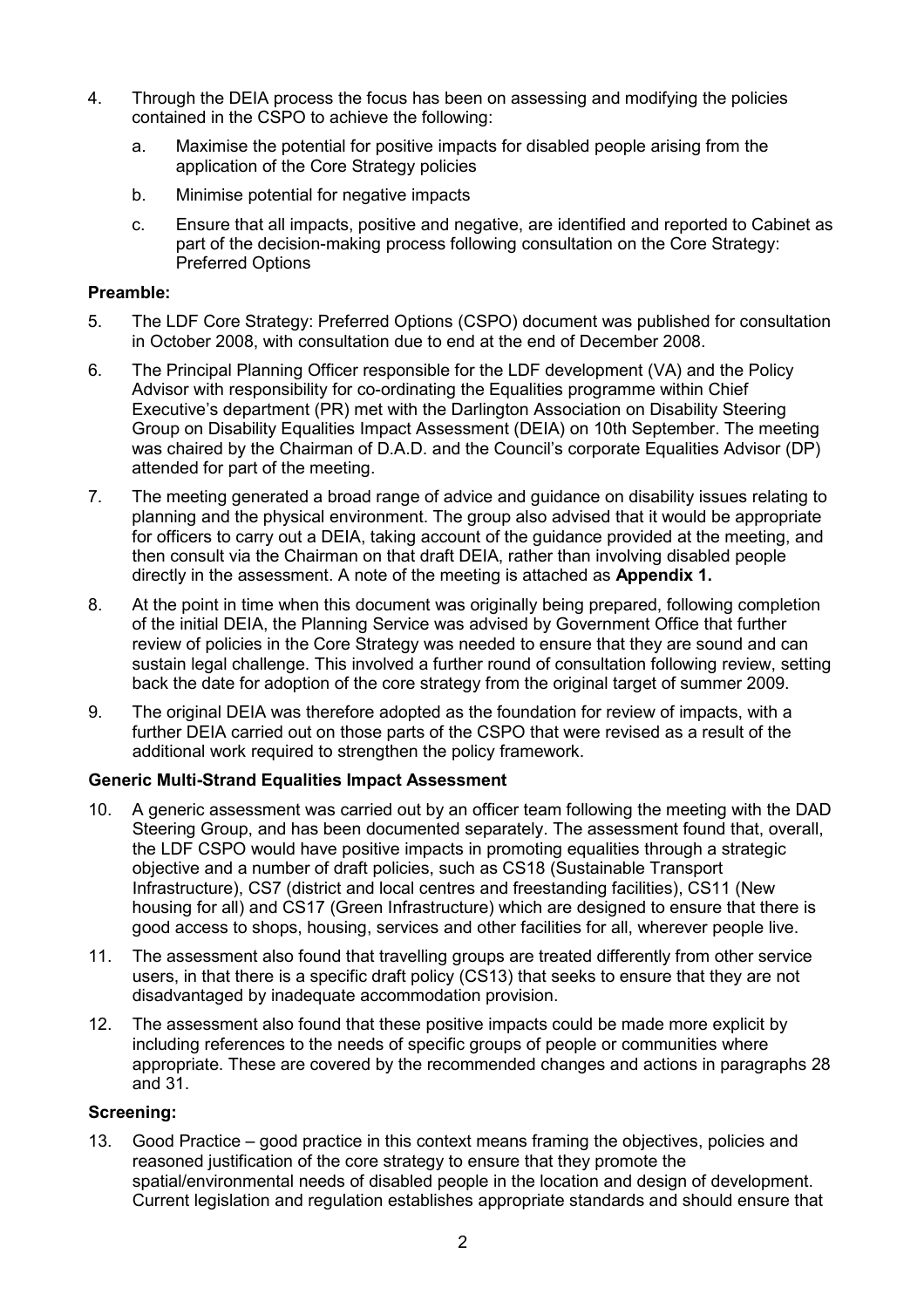4. Through the DEIA process the focus has been on assessing and modifying the policies contained in the CSPO to achieve the following:

   a. Maximise the potential for positive impacts for disabled people arising from the application of the Core Strategy policies

   b. Minimise potential for negative impacts

   c. Ensure that all impacts, positive and negative, are identified and reported to Cabinet as part of the decision-making process following consultation on the Core Strategy: Preferred Options

**Preamble:**

5. The LDF Core Strategy: Preferred Options (CSPO) document was published for consultation in October 2008, with consultation due to end at the end of December 2008.

6. The Principal Planning Officer responsible for the LDF development (VA) and the Policy Advisor with responsibility for co-ordinating the Equalities programme within Chief Executive's department (PR) met with the Darlington Association on Disability Steering Group on Disability Equalities Impact Assessment (DEIA) on 10th September. The meeting was chaired by the Chairman of D.A.D. and the Council's corporate Equalities Advisor (DP) attended for part of the meeting.

7. The meeting generated a broad range of advice and guidance on disability issues relating to planning and the physical environment. The group also advised that it would be appropriate for officers to carry out a DEIA, taking account of the guidance provided at the meeting, and then consult via the Chairman on that draft DEIA, rather than involving disabled people directly in the assessment. A note of the meeting is attached as **Appendix 1.**

8. At the point in time when this document was originally being prepared, following completion of the initial DEIA, the Planning Service was advised by Government Office that further review of policies in the Core Strategy was needed to ensure that they are sound and can sustain legal challenge. This involved a further round of consultation following review, setting back the date for adoption of the core strategy from the original target of summer 2009.

9. The original DEIA was therefore adopted as the foundation for review of impacts, with a further DEIA carried out on those parts of the CSPO that were revised as a result of the additional work required to strengthen the policy framework.

**Generic Multi-Strand Equalities Impact Assessment**

10. A generic assessment was carried out by an officer team following the meeting with the DAD Steering Group, and has been documented separately. The assessment found that, overall, the LDF CSPO would have positive impacts in promoting equalities through a strategic objective and a number of draft policies, such as CS18 (Sustainable Transport Infrastructure), CS7 (district and local centres and freestanding facilities), CS11 (New housing for all) and CS17 (Green Infrastructure) which are designed to ensure that there is good access to shops, housing, services and other facilities for all, wherever people live.

11. The assessment also found that travelling groups are treated differently from other service users, in that there is a specific draft policy (CS13) that seeks to ensure that they are not disadvantaged by inadequate accommodation provision.

12. The assessment also found that these positive impacts could be made more explicit by including references to the needs of specific groups of people or communities where appropriate. These are covered by the recommended changes and actions in paragraphs 28 and 31.

**Screening:**

13. Good Practice – good practice in this context means framing the objectives, policies and reasoned justification of the core strategy to ensure that they promote the spatial/environmental needs of disabled people in the location and design of development. Current legislation and regulation establishes appropriate standards and should ensure that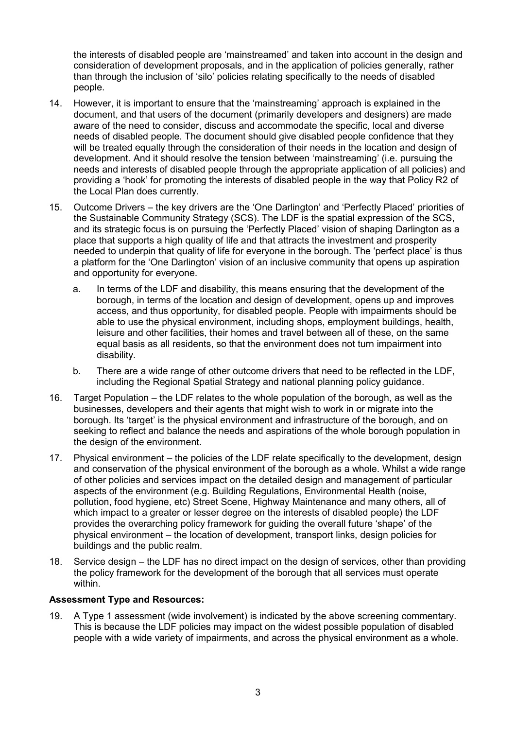the interests of disabled people are 'mainstreamed' and taken into account in the design and consideration of development proposals, and in the application of policies generally, rather than through the inclusion of 'silo' policies relating specifically to the needs of disabled people.

14. However, it is important to ensure that the 'mainstreaming' approach is explained in the document, and that users of the document (primarily developers and designers) are made aware of the need to consider, discuss and accommodate the specific, local and diverse needs of disabled people. The document should give disabled people confidence that they will be treated equally through the consideration of their needs in the location and design of development. And it should resolve the tension between 'mainstreaming' (i.e. pursuing the needs and interests of disabled people through the appropriate application of all policies) and providing a 'hook' for promoting the interests of disabled people in the way that Policy R2 of the Local Plan does currently.

15. Outcome Drivers – the key drivers are the 'One Darlington' and 'Perfectly Placed' priorities of the Sustainable Community Strategy (SCS). The LDF is the spatial expression of the SCS, and its strategic focus is on pursuing the 'Perfectly Placed' vision of shaping Darlington as a place that supports a high quality of life and that attracts the investment and prosperity needed to underpin that quality of life for everyone in the borough. The 'perfect place' is thus a platform for the 'One Darlington' vision of an inclusive community that opens up aspiration and opportunity for everyone.

    a. In terms of the LDF and disability, this means ensuring that the development of the borough, in terms of the location and design of development, opens up and improves access, and thus opportunity, for disabled people. People with impairments should be able to use the physical environment, including shops, employment buildings, health, leisure and other facilities, their homes and travel between all of these, on the same equal basis as all residents, so that the environment does not turn impairment into disability.

    b. There are a wide range of other outcome drivers that need to be reflected in the LDF, including the Regional Spatial Strategy and national planning policy guidance.

16. Target Population – the LDF relates to the whole population of the borough, as well as the businesses, developers and their agents that might wish to work in or migrate into the borough. Its 'target' is the physical environment and infrastructure of the borough, and on seeking to reflect and balance the needs and aspirations of the whole borough population in the design of the environment.

17. Physical environment – the policies of the LDF relate specifically to the development, design and conservation of the physical environment of the borough as a whole. Whilst a wide range of other policies and services impact on the detailed design and management of particular aspects of the environment (e.g. Building Regulations, Environmental Health (noise, pollution, food hygiene, etc) Street Scene, Highway Maintenance and many others, all of which impact to a greater or lesser degree on the interests of disabled people) the LDF provides the overarching policy framework for guiding the overall future 'shape' of the physical environment – the location of development, transport links, design policies for buildings and the public realm.

18. Service design – the LDF has no direct impact on the design of services, other than providing the policy framework for the development of the borough that all services must operate within.

**Assessment Type and Resources:**

19. A Type 1 assessment (wide involvement) is indicated by the above screening commentary. This is because the LDF policies may impact on the widest possible population of disabled people with a wide variety of impairments, and across the physical environment as a whole.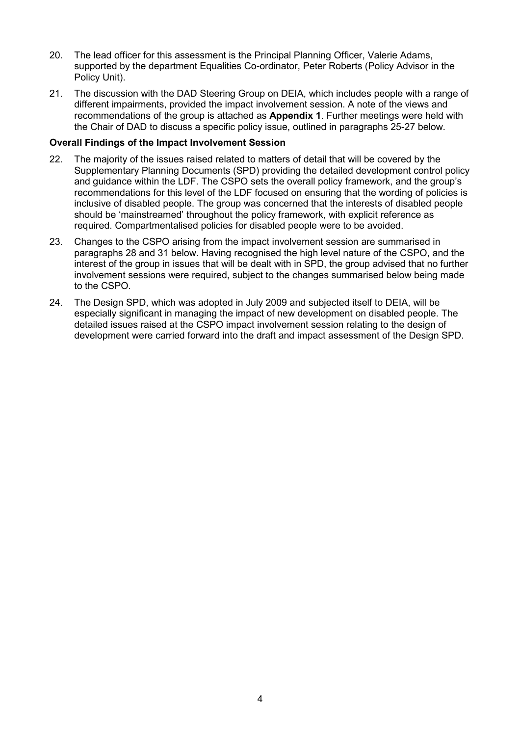20. The lead officer for this assessment is the Principal Planning Officer, Valerie Adams, supported by the department Equalities Co-ordinator, Peter Roberts (Policy Advisor in the Policy Unit).

21. The discussion with the DAD Steering Group on DEIA, which includes people with a range of different impairments, provided the impact involvement session. A note of the views and recommendations of the group is attached as **Appendix 1**. Further meetings were held with the Chair of DAD to discuss a specific policy issue, outlined in paragraphs 25-27 below.

**Overall Findings of the Impact Involvement Session**

22. The majority of the issues raised related to matters of detail that will be covered by the Supplementary Planning Documents (SPD) providing the detailed development control policy and guidance within the LDF. The CSPO sets the overall policy framework, and the group's recommendations for this level of the LDF focused on ensuring that the wording of policies is inclusive of disabled people. The group was concerned that the interests of disabled people should be 'mainstreamed' throughout the policy framework, with explicit reference as required. Compartmentalised policies for disabled people were to be avoided.

23. Changes to the CSPO arising from the impact involvement session are summarised in paragraphs 28 and 31 below. Having recognised the high level nature of the CSPO, and the interest of the group in issues that will be dealt with in SPD, the group advised that no further involvement sessions were required, subject to the changes summarised below being made to the CSPO.

24. The Design SPD, which was adopted in July 2009 and subjected itself to DEIA, will be especially significant in managing the impact of new development on disabled people. The detailed issues raised at the CSPO impact involvement session relating to the design of development were carried forward into the draft and impact assessment of the Design SPD.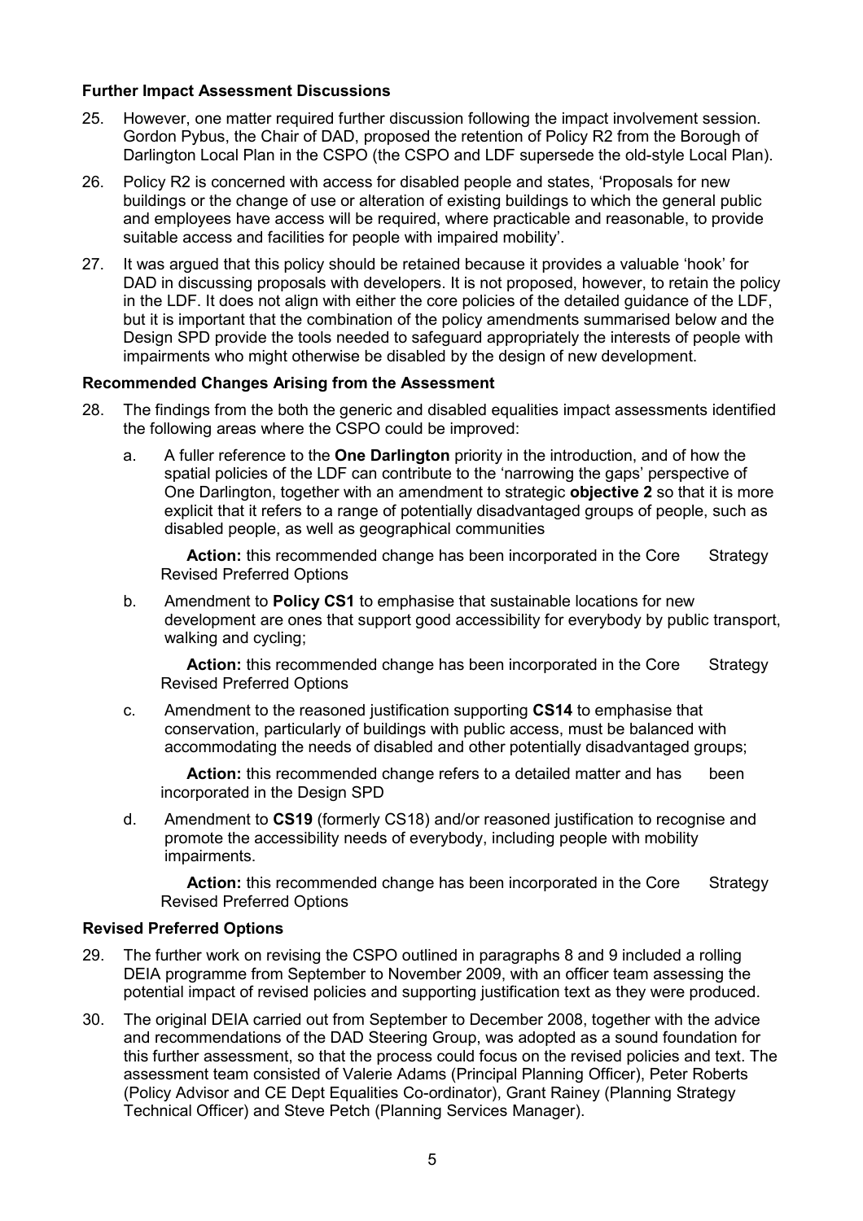### Further Impact Assessment Discussions

25. However, one matter required further discussion following the impact involvement session. Gordon Pybus, the Chair of DAD, proposed the retention of Policy R2 from the Borough of Darlington Local Plan in the CSPO (the CSPO and LDF supersede the old-style Local Plan).

26. Policy R2 is concerned with access for disabled people and states, 'Proposals for new buildings or the change of use or alteration of existing buildings to which the general public and employees have access will be required, where practicable and reasonable, to provide suitable access and facilities for people with impaired mobility'.

27. It was argued that this policy should be retained because it provides a valuable 'hook' for DAD in discussing proposals with developers. It is not proposed, however, to retain the policy in the LDF. It does not align with either the core policies of the detailed guidance of the LDF, but it is important that the combination of the policy amendments summarised below and the Design SPD provide the tools needed to safeguard appropriately the interests of people with impairments who might otherwise be disabled by the design of new development.

### Recommended Changes Arising from the Assessment

28. The findings from the both the generic and disabled equalities impact assessments identified the following areas where the CSPO could be improved:

    a. A fuller reference to the **One Darlington** priority in the introduction, and of how the spatial policies of the LDF can contribute to the 'narrowing the gaps' perspective of One Darlington, together with an amendment to strategic **objective 2** so that it is more explicit that it refers to a range of potentially disadvantaged groups of people, such as disabled people, as well as geographical communities

       **Action:** this recommended change has been incorporated in the Core Strategy Revised Preferred Options

    b. Amendment to **Policy CS1** to emphasise that sustainable locations for new development are ones that support good accessibility for everybody by public transport, walking and cycling;

       **Action:** this recommended change has been incorporated in the Core Strategy Revised Preferred Options

    c. Amendment to the reasoned justification supporting **CS14** to emphasise that conservation, particularly of buildings with public access, must be balanced with accommodating the needs of disabled and other potentially disadvantaged groups;

       **Action:** this recommended change refers to a detailed matter and has been incorporated in the Design SPD

    d. Amendment to **CS19** (formerly CS18) and/or reasoned justification to recognise and promote the accessibility needs of everybody, including people with mobility impairments.

       **Action:** this recommended change has been incorporated in the Core Strategy Revised Preferred Options

### Revised Preferred Options

29. The further work on revising the CSPO outlined in paragraphs 8 and 9 included a rolling DEIA programme from September to November 2009, with an officer team assessing the potential impact of revised policies and supporting justification text as they were produced.

30. The original DEIA carried out from September to December 2008, together with the advice and recommendations of the DAD Steering Group, was adopted as a sound foundation for this further assessment, so that the process could focus on the revised policies and text. The assessment team consisted of Valerie Adams (Principal Planning Officer), Peter Roberts (Policy Advisor and CE Dept Equalities Co-ordinator), Grant Rainey (Planning Strategy Technical Officer) and Steve Petch (Planning Services Manager).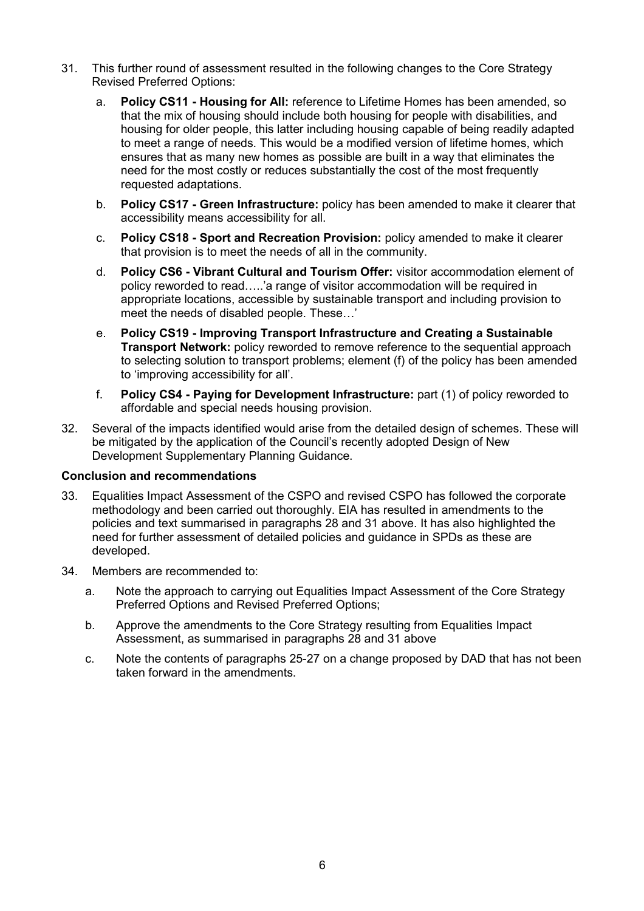31. This further round of assessment resulted in the following changes to the Core Strategy Revised Preferred Options:

    a. **Policy CS11 - Housing for All:** reference to Lifetime Homes has been amended, so that the mix of housing should include both housing for people with disabilities, and housing for older people, this latter including housing capable of being readily adapted to meet a range of needs. This would be a modified version of lifetime homes, which ensures that as many new homes as possible are built in a way that eliminates the need for the most costly or reduces substantially the cost of the most frequently requested adaptations.

    b. **Policy CS17 - Green Infrastructure:** policy has been amended to make it clearer that accessibility means accessibility for all.

    c. **Policy CS18 - Sport and Recreation Provision:** policy amended to make it clearer that provision is to meet the needs of all in the community.

    d. **Policy CS6 - Vibrant Cultural and Tourism Offer:** visitor accommodation element of policy reworded to read…..'a range of visitor accommodation will be required in appropriate locations, accessible by sustainable transport and including provision to meet the needs of disabled people. These…'

    e. **Policy CS19 - Improving Transport Infrastructure and Creating a Sustainable Transport Network:** policy reworded to remove reference to the sequential approach to selecting solution to transport problems; element (f) of the policy has been amended to 'improving accessibility for all'.

    f. **Policy CS4 - Paying for Development Infrastructure:** part (1) of policy reworded to affordable and special needs housing provision.

32. Several of the impacts identified would arise from the detailed design of schemes. These will be mitigated by the application of the Council's recently adopted Design of New Development Supplementary Planning Guidance.

**Conclusion and recommendations**

33. Equalities Impact Assessment of the CSPO and revised CSPO has followed the corporate methodology and been carried out thoroughly. EIA has resulted in amendments to the policies and text summarised in paragraphs 28 and 31 above. It has also highlighted the need for further assessment of detailed policies and guidance in SPDs as these are developed.

34. Members are recommended to:

    a. Note the approach to carrying out Equalities Impact Assessment of the Core Strategy Preferred Options and Revised Preferred Options;

    b. Approve the amendments to the Core Strategy resulting from Equalities Impact Assessment, as summarised in paragraphs 28 and 31 above

    c. Note the contents of paragraphs 25-27 on a change proposed by DAD that has not been taken forward in the amendments.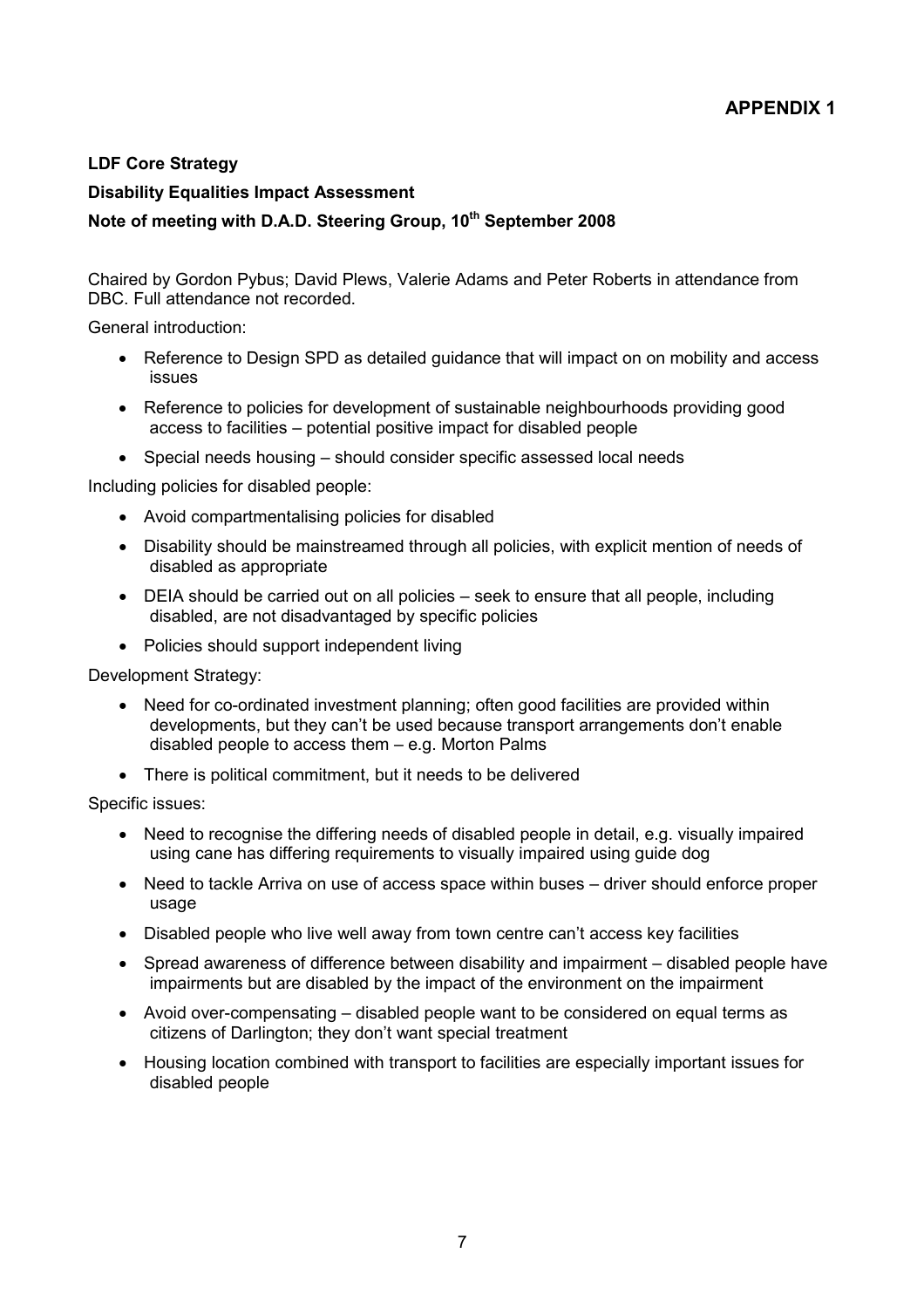**APPENDIX 1**

**LDF Core Strategy**

**Disability Equalities Impact Assessment**

**Note of meeting with D.A.D. Steering Group, 10th September 2008**

Chaired by Gordon Pybus; David Plews, Valerie Adams and Peter Roberts in attendance from DBC. Full attendance not recorded.

General introduction:

- Reference to Design SPD as detailed guidance that will impact on on mobility and access issues
- Reference to policies for development of sustainable neighbourhoods providing good access to facilities – potential positive impact for disabled people
- Special needs housing – should consider specific assessed local needs

Including policies for disabled people:

- Avoid compartmentalising policies for disabled
- Disability should be mainstreamed through all policies, with explicit mention of needs of disabled as appropriate
- DEIA should be carried out on all policies – seek to ensure that all people, including disabled, are not disadvantaged by specific policies
- Policies should support independent living

Development Strategy:

- Need for co-ordinated investment planning; often good facilities are provided within developments, but they can't be used because transport arrangements don't enable disabled people to access them – e.g. Morton Palms
- There is political commitment, but it needs to be delivered

Specific issues:

- Need to recognise the differing needs of disabled people in detail, e.g. visually impaired using cane has differing requirements to visually impaired using guide dog
- Need to tackle Arriva on use of access space within buses – driver should enforce proper usage
- Disabled people who live well away from town centre can't access key facilities
- Spread awareness of difference between disability and impairment – disabled people have impairments but are disabled by the impact of the environment on the impairment
- Avoid over-compensating – disabled people want to be considered on equal terms as citizens of Darlington; they don't want special treatment
- Housing location combined with transport to facilities are especially important issues for disabled people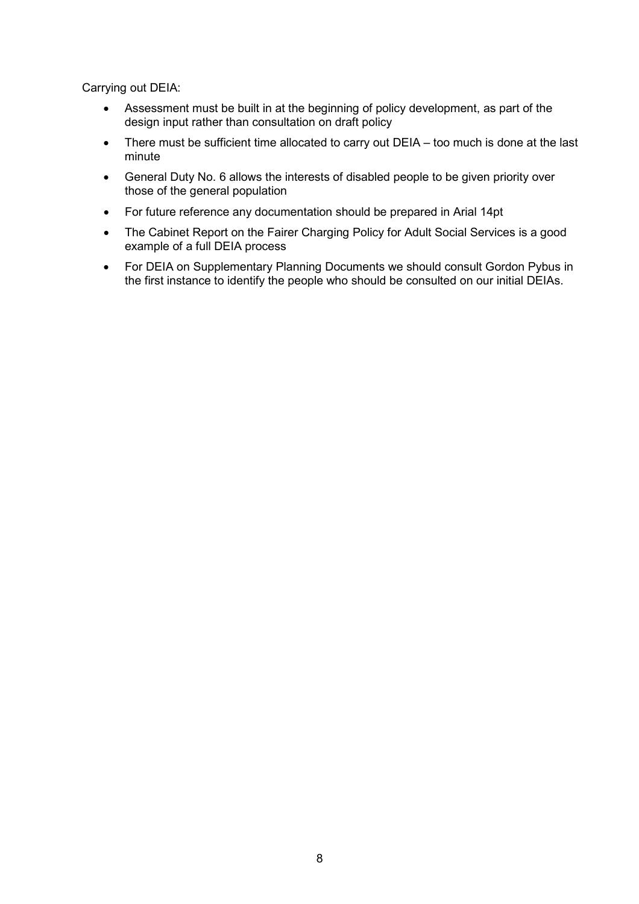Carrying out DEIA:

- Assessment must be built in at the beginning of policy development, as part of the design input rather than consultation on draft policy
- There must be sufficient time allocated to carry out DEIA – too much is done at the last minute
- General Duty No. 6 allows the interests of disabled people to be given priority over those of the general population
- For future reference any documentation should be prepared in Arial 14pt
- The Cabinet Report on the Fairer Charging Policy for Adult Social Services is a good example of a full DEIA process
- For DEIA on Supplementary Planning Documents we should consult Gordon Pybus in the first instance to identify the people who should be consulted on our initial DEIAs.